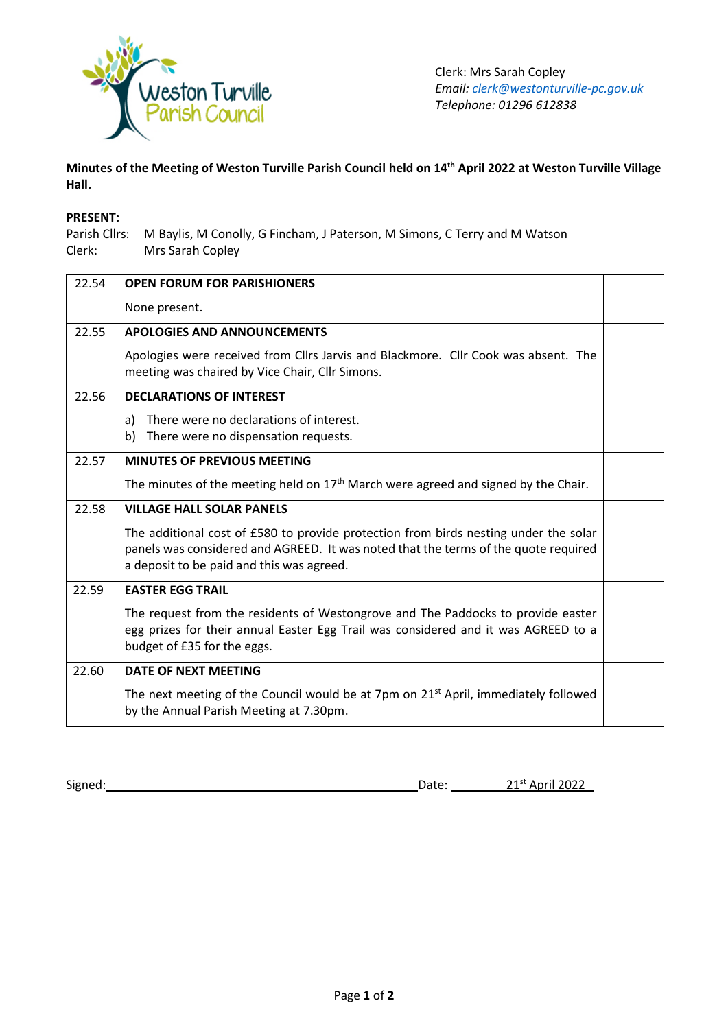Weston Turville Parish Council

Clerk: Mrs Sarah Copley
*Email: clerk@westonturville-pc.gov.uk*
*Telephone: 01296 612838*

**Minutes of the Meeting of Weston Turville Parish Council held on 14th April 2022 at Weston Turville Village Hall.**

**PRESENT:**
Parish Cllrs: M Baylis, M Conolly, G Fincham, J Paterson, M Simons, C Terry and M Watson
Clerk: Mrs Sarah Copley

| | | |
|---|---|---|
| 22.54 | **OPEN FORUM FOR PARISHIONERS**<br><br>None present. | |
| 22.55 | **APOLOGIES AND ANNOUNCEMENTS**<br><br>Apologies were received from Cllrs Jarvis and Blackmore. Cllr Cook was absent. The meeting was chaired by Vice Chair, Cllr Simons. | |
| 22.56 | **DECLARATIONS OF INTEREST**<br><br>a) There were no declarations of interest.<br>b) There were no dispensation requests. | |
| 22.57 | **MINUTES OF PREVIOUS MEETING**<br><br>The minutes of the meeting held on 17th March were agreed and signed by the Chair. | |
| 22.58 | **VILLAGE HALL SOLAR PANELS**<br><br>The additional cost of £580 to provide protection from birds nesting under the solar panels was considered and AGREED. It was noted that the terms of the quote required a deposit to be paid and this was agreed. | |
| 22.59 | **EASTER EGG TRAIL**<br><br>The request from the residents of Westongrove and The Paddocks to provide easter egg prizes for their annual Easter Egg Trail was considered and it was AGREED to a budget of £35 for the eggs. | |
| 22.60 | **DATE OF NEXT MEETING**<br><br>The next meeting of the Council would be at 7pm on 21st April, immediately followed by the Annual Parish Meeting at 7.30pm. | |

Signed:\_\_\_\_\_\_\_\_\_\_\_\_\_\_\_\_\_\_\_\_\_\_\_\_\_\_\_\_\_\_\_\_ Date: 21st April 2022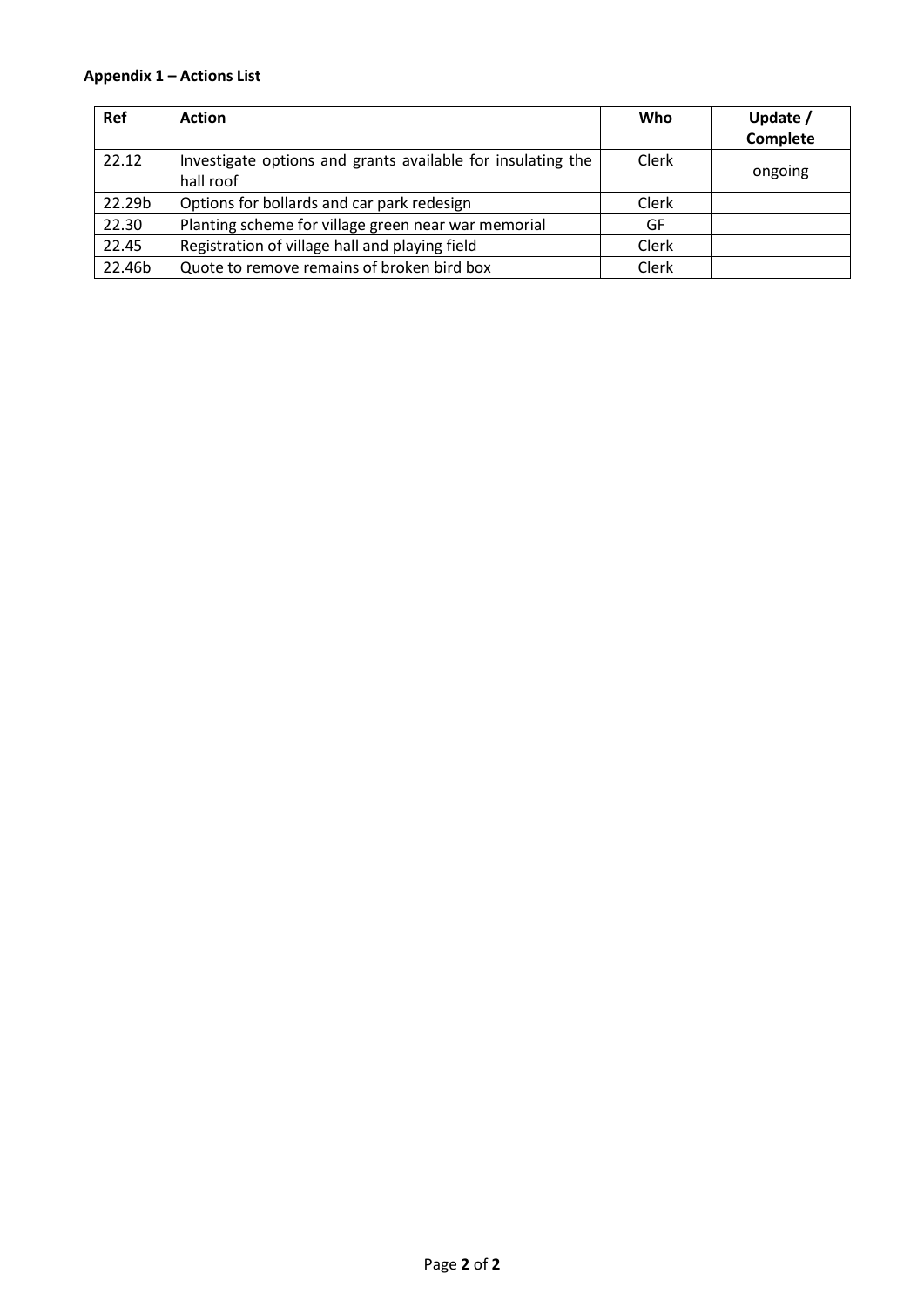**Appendix 1 – Actions List**

| Ref | Action | Who | Update / Complete |
|---|---|---|---|
| 22.12 | Investigate options and grants available for insulating the hall roof | Clerk | ongoing |
| 22.29b | Options for bollards and car park redesign | Clerk | |
| 22.30 | Planting scheme for village green near war memorial | GF | |
| 22.45 | Registration of village hall and playing field | Clerk | |
| 22.46b | Quote to remove remains of broken bird box | Clerk | |